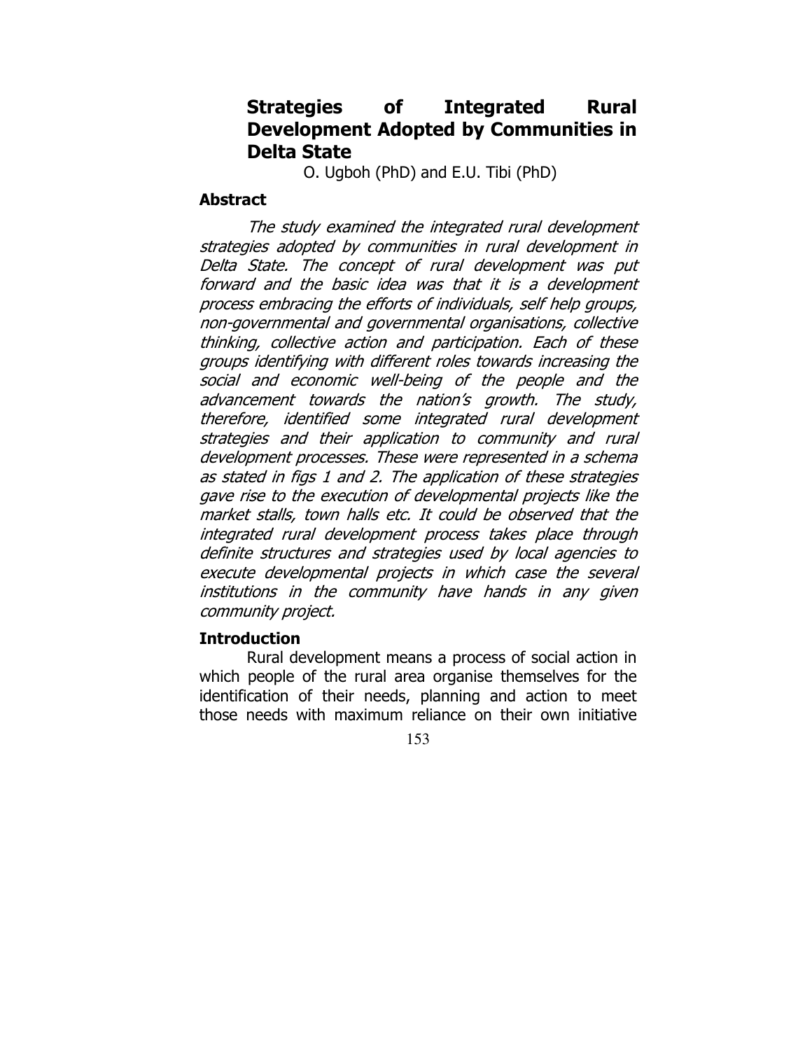# Strategies of Integrated Rural Development Adopted by Communities in Delta State

O. Ugboh (PhD) and E.U. Tibi (PhD)

## Abstract

*The study examined the integrated rural development strategies adopted by communities in rural development in Delta State. The concept of rural development was put forward and the basic idea was that it is a development process embracing the efforts of individuals, self help groups, non-governmental and governmental organisations, collective thinking, collective action and participation. Each of these groups identifying with different roles towards increasing the social and economic well-being of the people and the advancement towards the nation's growth. The study, therefore, identified some integrated rural development strategies and their application to community and rural development processes. These were represented in a schema as stated in figs 1 and 2. The application of these strategies gave rise to the execution of developmental projects like the market stalls, town halls etc. It could be observed that the integrated rural development process takes place through definite structures and strategies used by local agencies to execute developmental projects in which case the several institutions in the community have hands in any given community project.*

## Introduction

Rural development means a process of social action in which people of the rural area organise themselves for the identification of their needs, planning and action to meet those needs with maximum reliance on their own initiative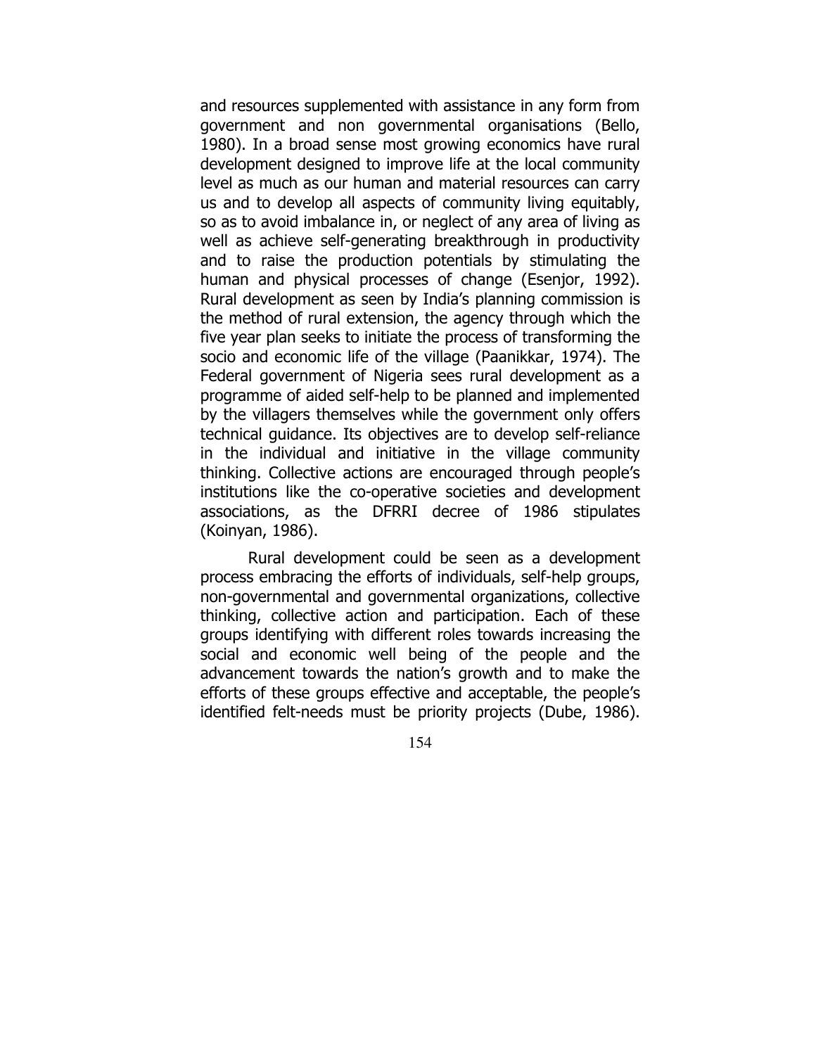and resources supplemented with assistance in any form from government and non governmental organisations (Bello, 1980). In a broad sense most growing economics have rural development designed to improve life at the local community level as much as our human and material resources can carry us and to develop all aspects of community living equitably, so as to avoid imbalance in, or neglect of any area of living as well as achieve self-generating breakthrough in productivity and to raise the production potentials by stimulating the human and physical processes of change (Esenjor, 1992). Rural development as seen by India's planning commission is the method of rural extension, the agency through which the five year plan seeks to initiate the process of transforming the socio and economic life of the village (Paanikkar, 1974). The Federal government of Nigeria sees rural development as a programme of aided self-help to be planned and implemented by the villagers themselves while the government only offers technical guidance. Its objectives are to develop self-reliance in the individual and initiative in the village community thinking. Collective actions are encouraged through people's institutions like the co-operative societies and development associations, as the DFRRI decree of 1986 stipulates (Koinyan, 1986).

Rural development could be seen as a development process embracing the efforts of individuals, self-help groups, non-governmental and governmental organizations, collective thinking, collective action and participation. Each of these groups identifying with different roles towards increasing the social and economic well being of the people and the advancement towards the nation's growth and to make the efforts of these groups effective and acceptable, the people's identified felt-needs must be priority projects (Dube, 1986).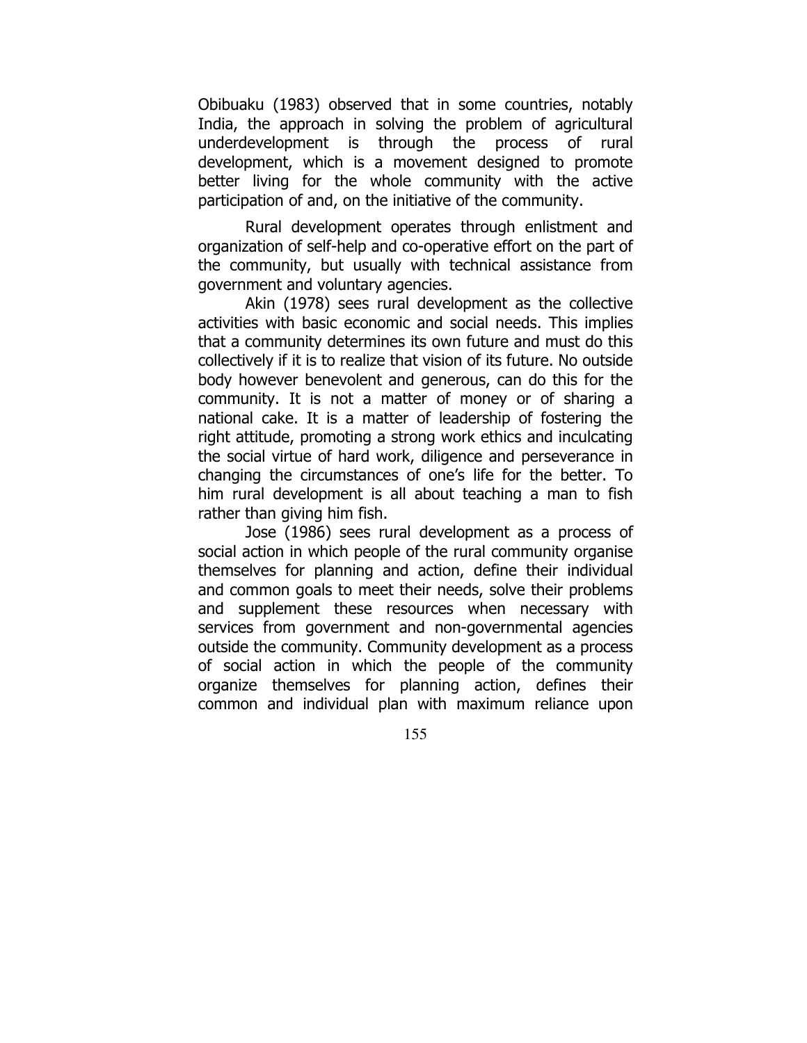Obibuaku (1983) observed that in some countries, notably India, the approach in solving the problem of agricultural underdevelopment is through the process of rural development, which is a movement designed to promote better living for the whole community with the active participation of and, on the initiative of the community.

Rural development operates through enlistment and organization of self-help and co-operative effort on the part of the community, but usually with technical assistance from government and voluntary agencies.

Akin (1978) sees rural development as the collective activities with basic economic and social needs. This implies that a community determines its own future and must do this collectively if it is to realize that vision of its future. No outside body however benevolent and generous, can do this for the community. It is not a matter of money or of sharing a national cake. It is a matter of leadership of fostering the right attitude, promoting a strong work ethics and inculcating the social virtue of hard work, diligence and perseverance in changing the circumstances of one's life for the better. To him rural development is all about teaching a man to fish rather than giving him fish.

Jose (1986) sees rural development as a process of social action in which people of the rural community organise themselves for planning and action, define their individual and common goals to meet their needs, solve their problems and supplement these resources when necessary with services from government and non-governmental agencies outside the community. Community development as a process of social action in which the people of the community organize themselves for planning action, defines their common and individual plan with maximum reliance upon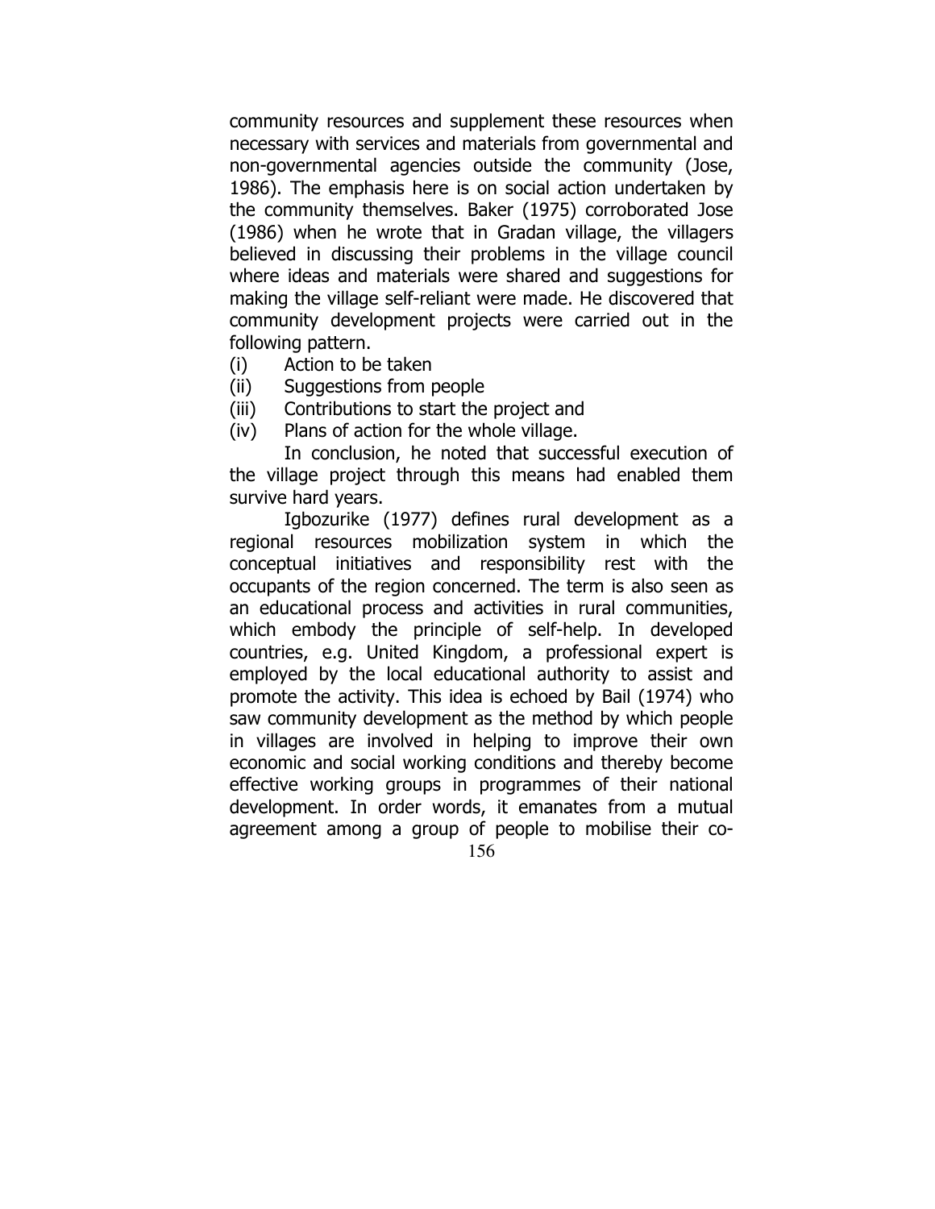community resources and supplement these resources when necessary with services and materials from governmental and non-governmental agencies outside the community (Jose, 1986). The emphasis here is on social action undertaken by the community themselves. Baker (1975) corroborated Jose (1986) when he wrote that in Gradan village, the villagers believed in discussing their problems in the village council where ideas and materials were shared and suggestions for making the village self-reliant were made. He discovered that community development projects were carried out in the following pattern.

(i) Action to be taken
(ii) Suggestions from people
(iii) Contributions to start the project and
(iv) Plans of action for the whole village.

In conclusion, he noted that successful execution of the village project through this means had enabled them survive hard years.

Igbozurike (1977) defines rural development as a regional resources mobilization system in which the conceptual initiatives and responsibility rest with the occupants of the region concerned. The term is also seen as an educational process and activities in rural communities, which embody the principle of self-help. In developed countries, e.g. United Kingdom, a professional expert is employed by the local educational authority to assist and promote the activity. This idea is echoed by Bail (1974) who saw community development as the method by which people in villages are involved in helping to improve their own economic and social working conditions and thereby become effective working groups in programmes of their national development. In order words, it emanates from a mutual agreement among a group of people to mobilise their co-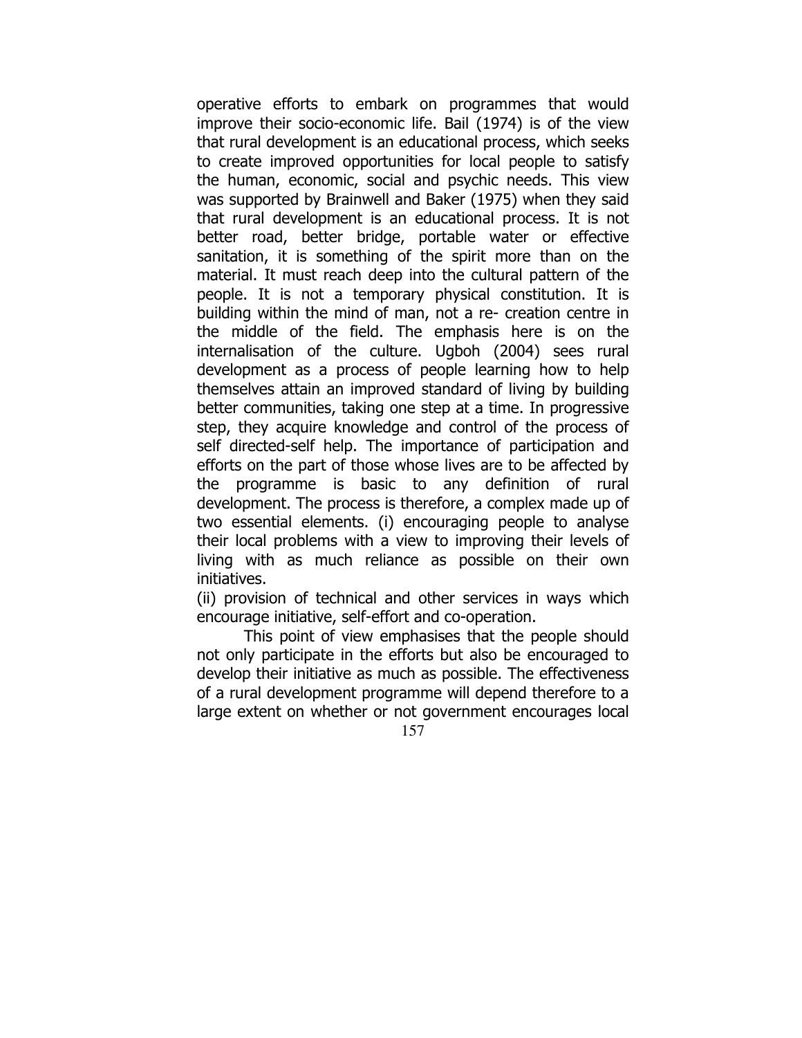operative efforts to embark on programmes that would improve their socio-economic life. Bail (1974) is of the view that rural development is an educational process, which seeks to create improved opportunities for local people to satisfy the human, economic, social and psychic needs. This view was supported by Brainwell and Baker (1975) when they said that rural development is an educational process. It is not better road, better bridge, portable water or effective sanitation, it is something of the spirit more than on the material. It must reach deep into the cultural pattern of the people. It is not a temporary physical constitution. It is building within the mind of man, not a re- creation centre in the middle of the field. The emphasis here is on the internalisation of the culture. Ugboh (2004) sees rural development as a process of people learning how to help themselves attain an improved standard of living by building better communities, taking one step at a time. In progressive step, they acquire knowledge and control of the process of self directed-self help. The importance of participation and efforts on the part of those whose lives are to be affected by the programme is basic to any definition of rural development. The process is therefore, a complex made up of two essential elements. (i) encouraging people to analyse their local problems with a view to improving their levels of living with as much reliance as possible on their own initiatives.

(ii) provision of technical and other services in ways which encourage initiative, self-effort and co-operation.

This point of view emphasises that the people should not only participate in the efforts but also be encouraged to develop their initiative as much as possible. The effectiveness of a rural development programme will depend therefore to a large extent on whether or not government encourages local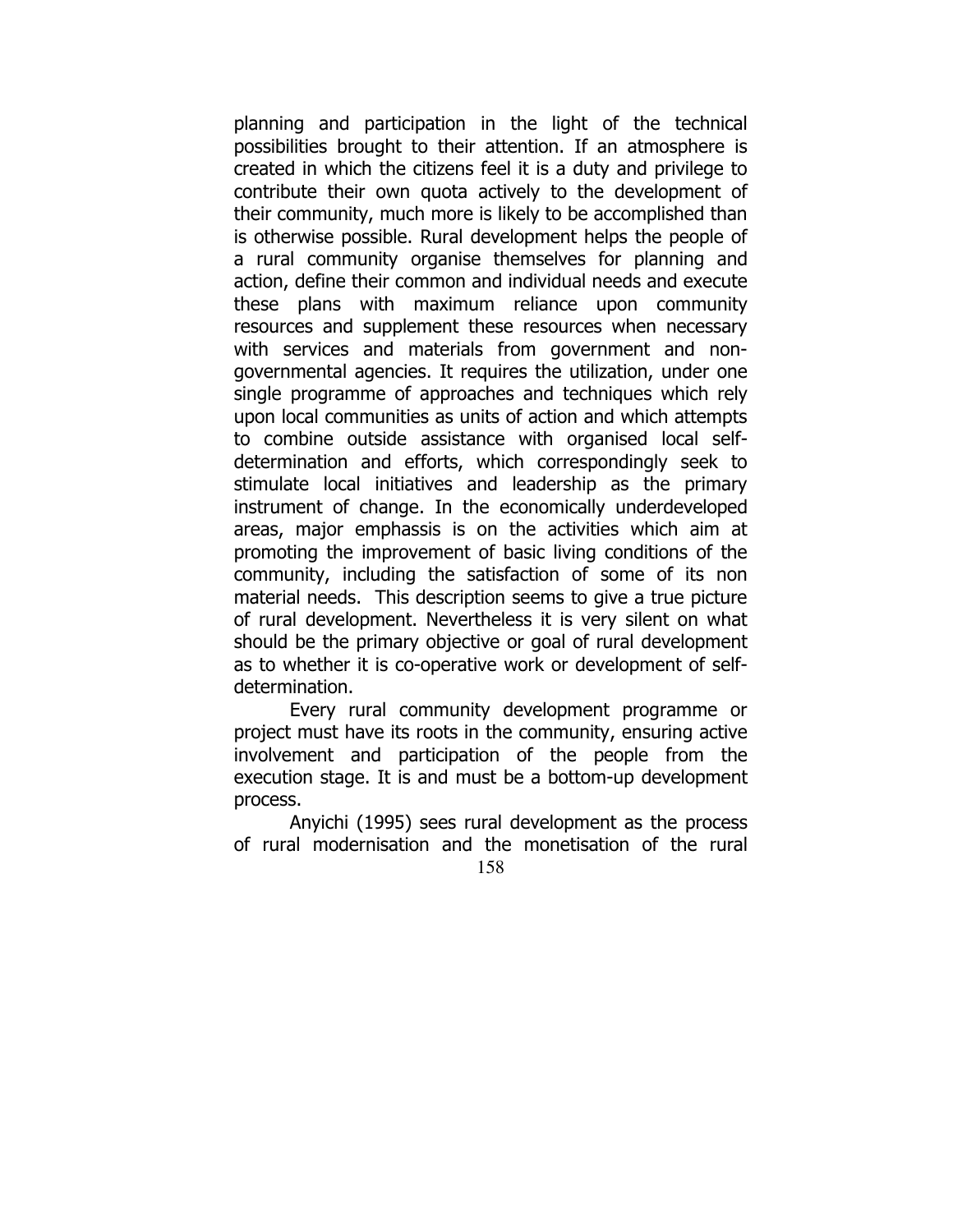planning and participation in the light of the technical possibilities brought to their attention. If an atmosphere is created in which the citizens feel it is a duty and privilege to contribute their own quota actively to the development of their community, much more is likely to be accomplished than is otherwise possible. Rural development helps the people of a rural community organise themselves for planning and action, define their common and individual needs and execute these plans with maximum reliance upon community resources and supplement these resources when necessary with services and materials from government and non-governmental agencies. It requires the utilization, under one single programme of approaches and techniques which rely upon local communities as units of action and which attempts to combine outside assistance with organised local self-determination and efforts, which correspondingly seek to stimulate local initiatives and leadership as the primary instrument of change. In the economically underdeveloped areas, major emphassis is on the activities which aim at promoting the improvement of basic living conditions of the community, including the satisfaction of some of its non material needs. This description seems to give a true picture of rural development. Nevertheless it is very silent on what should be the primary objective or goal of rural development as to whether it is co-operative work or development of self-determination.

Every rural community development programme or project must have its roots in the community, ensuring active involvement and participation of the people from the execution stage. It is and must be a bottom-up development process.

Anyichi (1995) sees rural development as the process of rural modernisation and the monetisation of the rural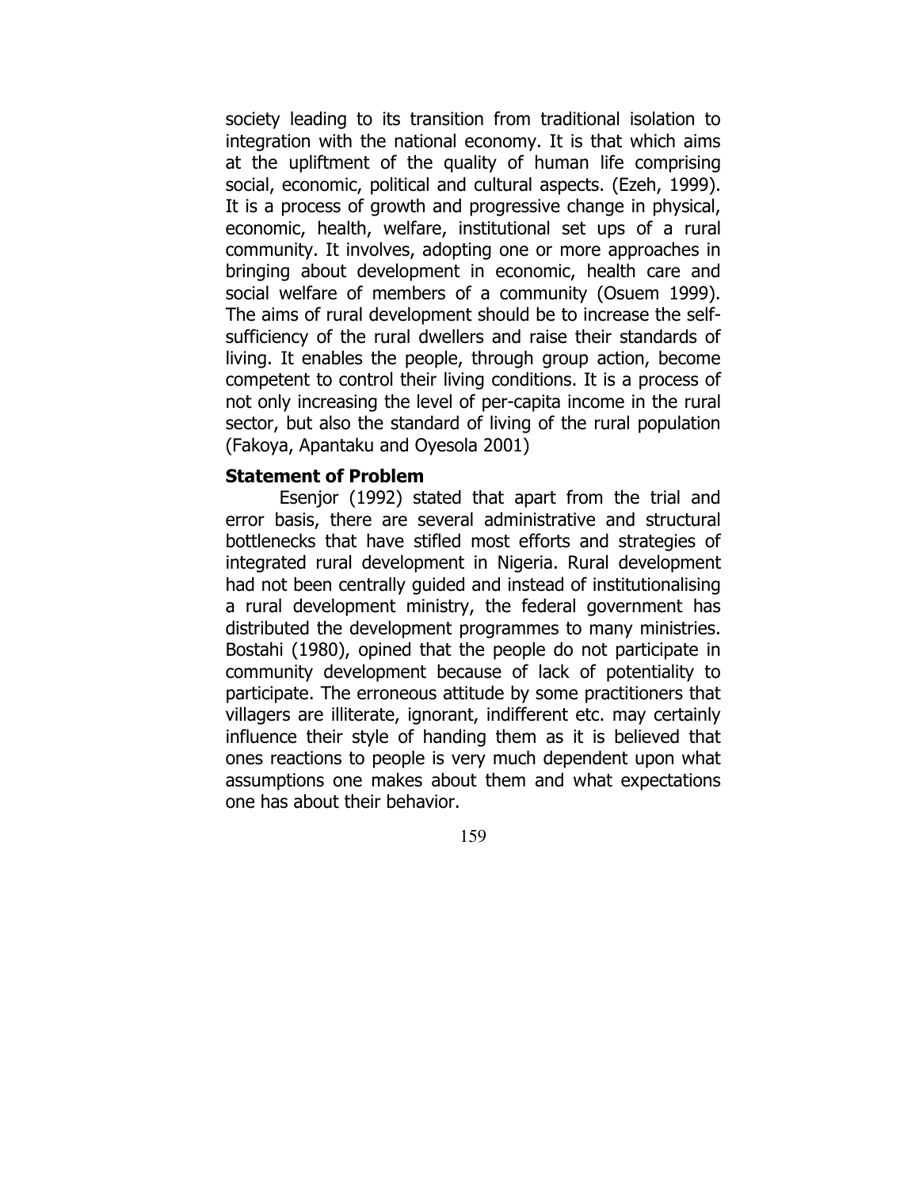society leading to its transition from traditional isolation to integration with the national economy. It is that which aims at the upliftment of the quality of human life comprising social, economic, political and cultural aspects. (Ezeh, 1999). It is a process of growth and progressive change in physical, economic, health, welfare, institutional set ups of a rural community. It involves, adopting one or more approaches in bringing about development in economic, health care and social welfare of members of a community (Osuem 1999). The aims of rural development should be to increase the self-sufficiency of the rural dwellers and raise their standards of living. It enables the people, through group action, become competent to control their living conditions. It is a process of not only increasing the level of per-capita income in the rural sector, but also the standard of living of the rural population (Fakoya, Apantaku and Oyesola 2001)

**Statement of Problem**

Esenjor (1992) stated that apart from the trial and error basis, there are several administrative and structural bottlenecks that have stifled most efforts and strategies of integrated rural development in Nigeria. Rural development had not been centrally guided and instead of institutionalising a rural development ministry, the federal government has distributed the development programmes to many ministries. Bostahi (1980), opined that the people do not participate in community development because of lack of potentiality to participate. The erroneous attitude by some practitioners that villagers are illiterate, ignorant, indifferent etc. may certainly influence their style of handing them as it is believed that ones reactions to people is very much dependent upon what assumptions one makes about them and what expectations one has about their behavior.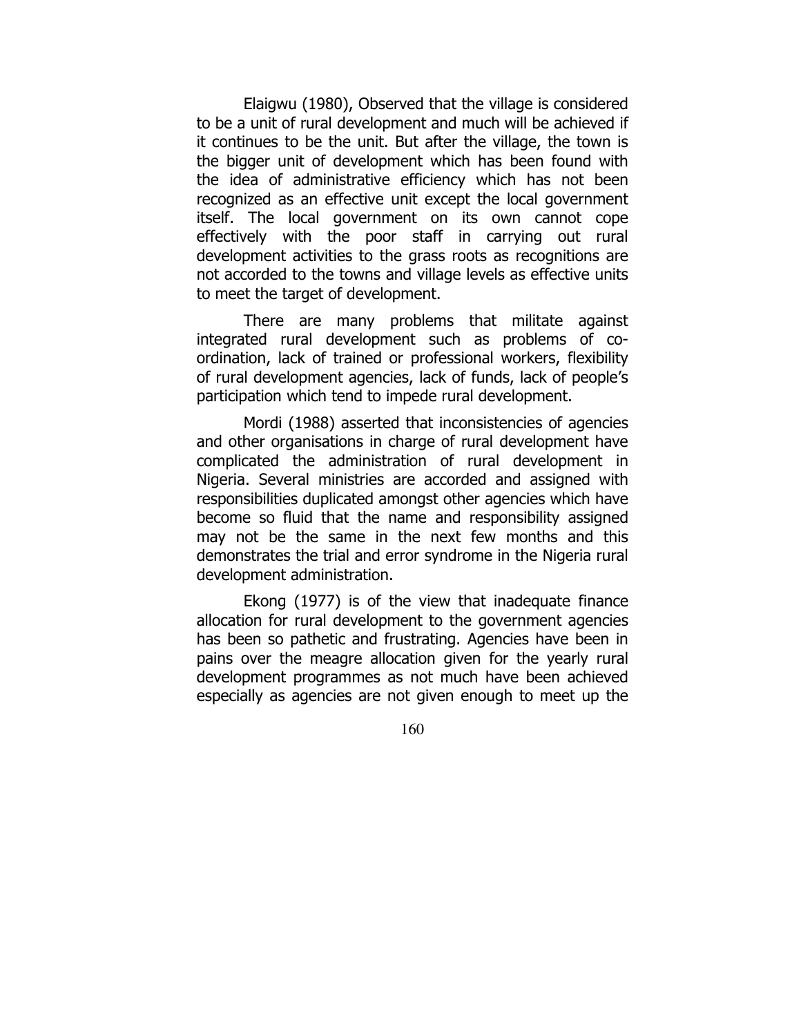Elaigwu (1980), Observed that the village is considered to be a unit of rural development and much will be achieved if it continues to be the unit. But after the village, the town is the bigger unit of development which has been found with the idea of administrative efficiency which has not been recognized as an effective unit except the local government itself. The local government on its own cannot cope effectively with the poor staff in carrying out rural development activities to the grass roots as recognitions are not accorded to the towns and village levels as effective units to meet the target of development.

There are many problems that militate against integrated rural development such as problems of co-ordination, lack of trained or professional workers, flexibility of rural development agencies, lack of funds, lack of people's participation which tend to impede rural development.

Mordi (1988) asserted that inconsistencies of agencies and other organisations in charge of rural development have complicated the administration of rural development in Nigeria. Several ministries are accorded and assigned with responsibilities duplicated amongst other agencies which have become so fluid that the name and responsibility assigned may not be the same in the next few months and this demonstrates the trial and error syndrome in the Nigeria rural development administration.

Ekong (1977) is of the view that inadequate finance allocation for rural development to the government agencies has been so pathetic and frustrating. Agencies have been in pains over the meagre allocation given for the yearly rural development programmes as not much have been achieved especially as agencies are not given enough to meet up the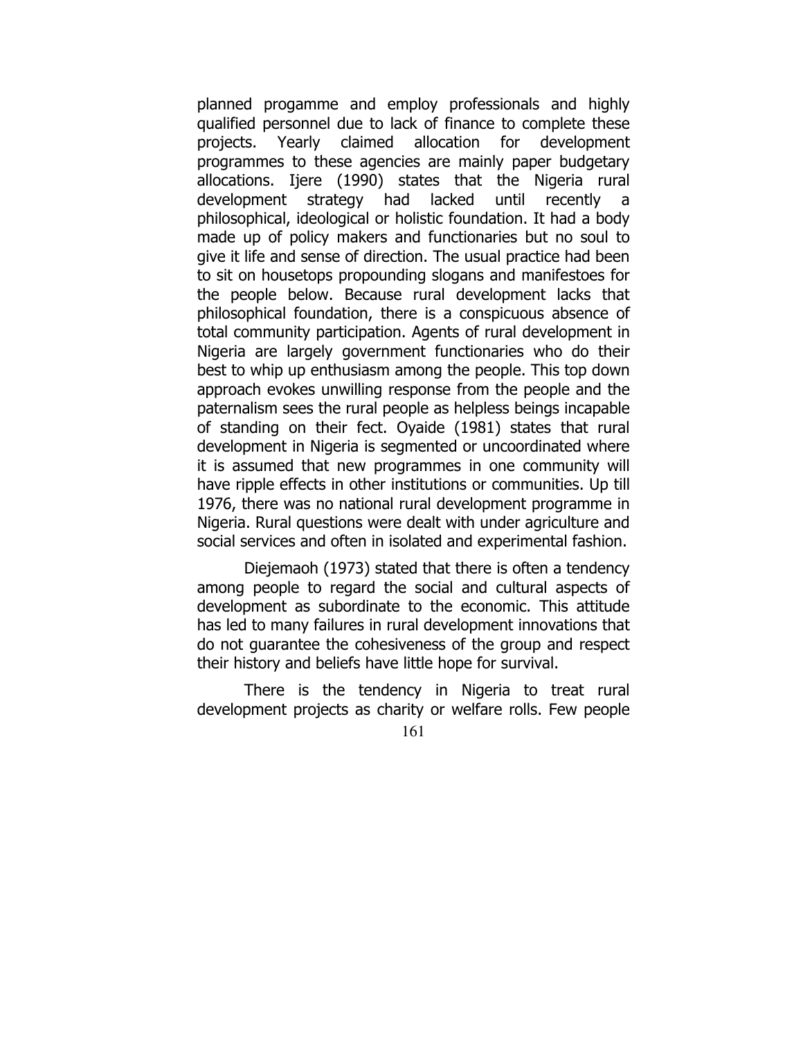planned progamme and employ professionals and highly qualified personnel due to lack of finance to complete these projects. Yearly claimed allocation for development programmes to these agencies are mainly paper budgetary allocations. Ijere (1990) states that the Nigeria rural development strategy had lacked until recently a philosophical, ideological or holistic foundation. It had a body made up of policy makers and functionaries but no soul to give it life and sense of direction. The usual practice had been to sit on housetops propounding slogans and manifestoes for the people below. Because rural development lacks that philosophical foundation, there is a conspicuous absence of total community participation. Agents of rural development in Nigeria are largely government functionaries who do their best to whip up enthusiasm among the people. This top down approach evokes unwilling response from the people and the paternalism sees the rural people as helpless beings incapable of standing on their fect. Oyaide (1981) states that rural development in Nigeria is segmented or uncoordinated where it is assumed that new programmes in one community will have ripple effects in other institutions or communities. Up till 1976, there was no national rural development programme in Nigeria. Rural questions were dealt with under agriculture and social services and often in isolated and experimental fashion.

Diejemaoh (1973) stated that there is often a tendency among people to regard the social and cultural aspects of development as subordinate to the economic. This attitude has led to many failures in rural development innovations that do not guarantee the cohesiveness of the group and respect their history and beliefs have little hope for survival.

There is the tendency in Nigeria to treat rural development projects as charity or welfare rolls. Few people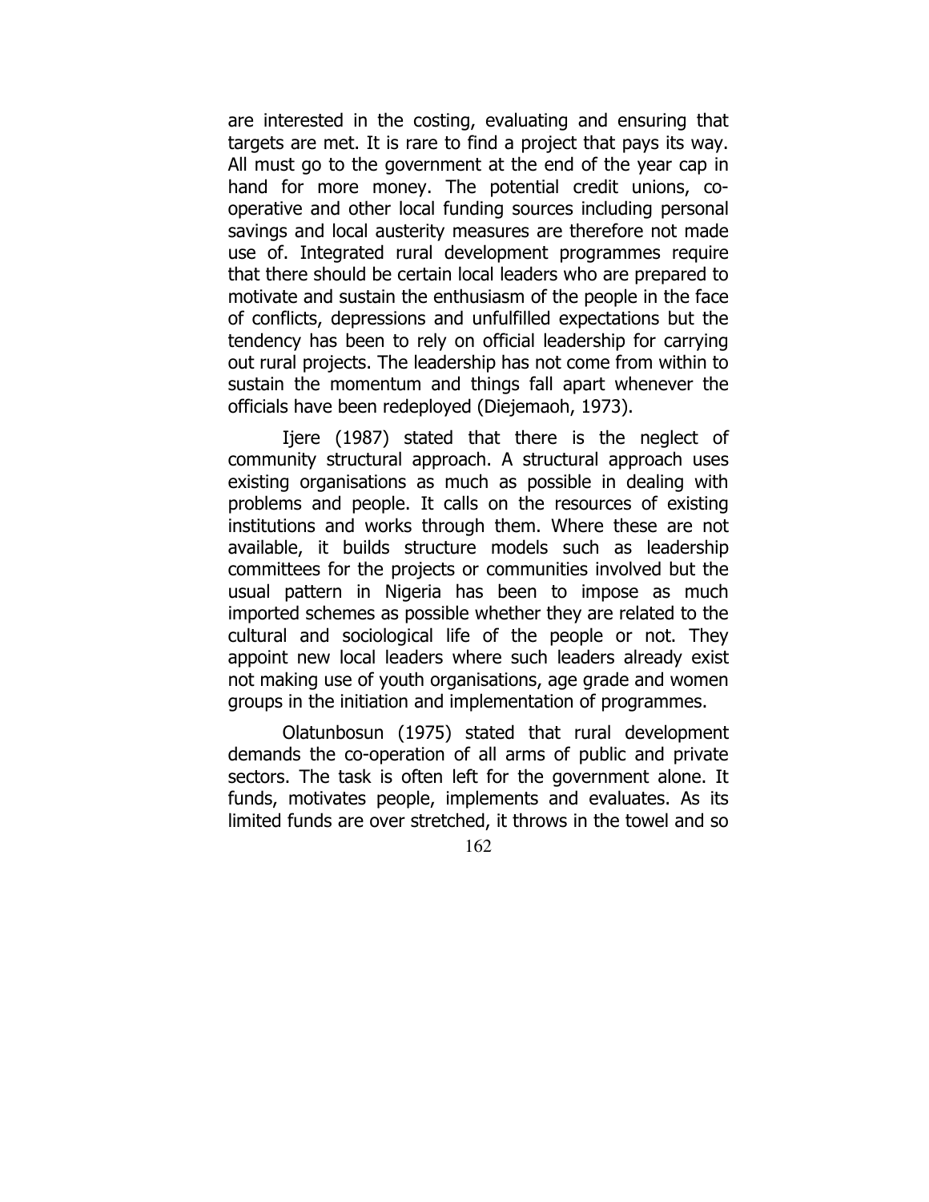are interested in the costing, evaluating and ensuring that targets are met. It is rare to find a project that pays its way. All must go to the government at the end of the year cap in hand for more money. The potential credit unions, co-operative and other local funding sources including personal savings and local austerity measures are therefore not made use of. Integrated rural development programmes require that there should be certain local leaders who are prepared to motivate and sustain the enthusiasm of the people in the face of conflicts, depressions and unfulfilled expectations but the tendency has been to rely on official leadership for carrying out rural projects. The leadership has not come from within to sustain the momentum and things fall apart whenever the officials have been redeployed (Diejemaoh, 1973).

Ijere (1987) stated that there is the neglect of community structural approach. A structural approach uses existing organisations as much as possible in dealing with problems and people. It calls on the resources of existing institutions and works through them. Where these are not available, it builds structure models such as leadership committees for the projects or communities involved but the usual pattern in Nigeria has been to impose as much imported schemes as possible whether they are related to the cultural and sociological life of the people or not. They appoint new local leaders where such leaders already exist not making use of youth organisations, age grade and women groups in the initiation and implementation of programmes.

Olatunbosun (1975) stated that rural development demands the co-operation of all arms of public and private sectors. The task is often left for the government alone. It funds, motivates people, implements and evaluates. As its limited funds are over stretched, it throws in the towel and so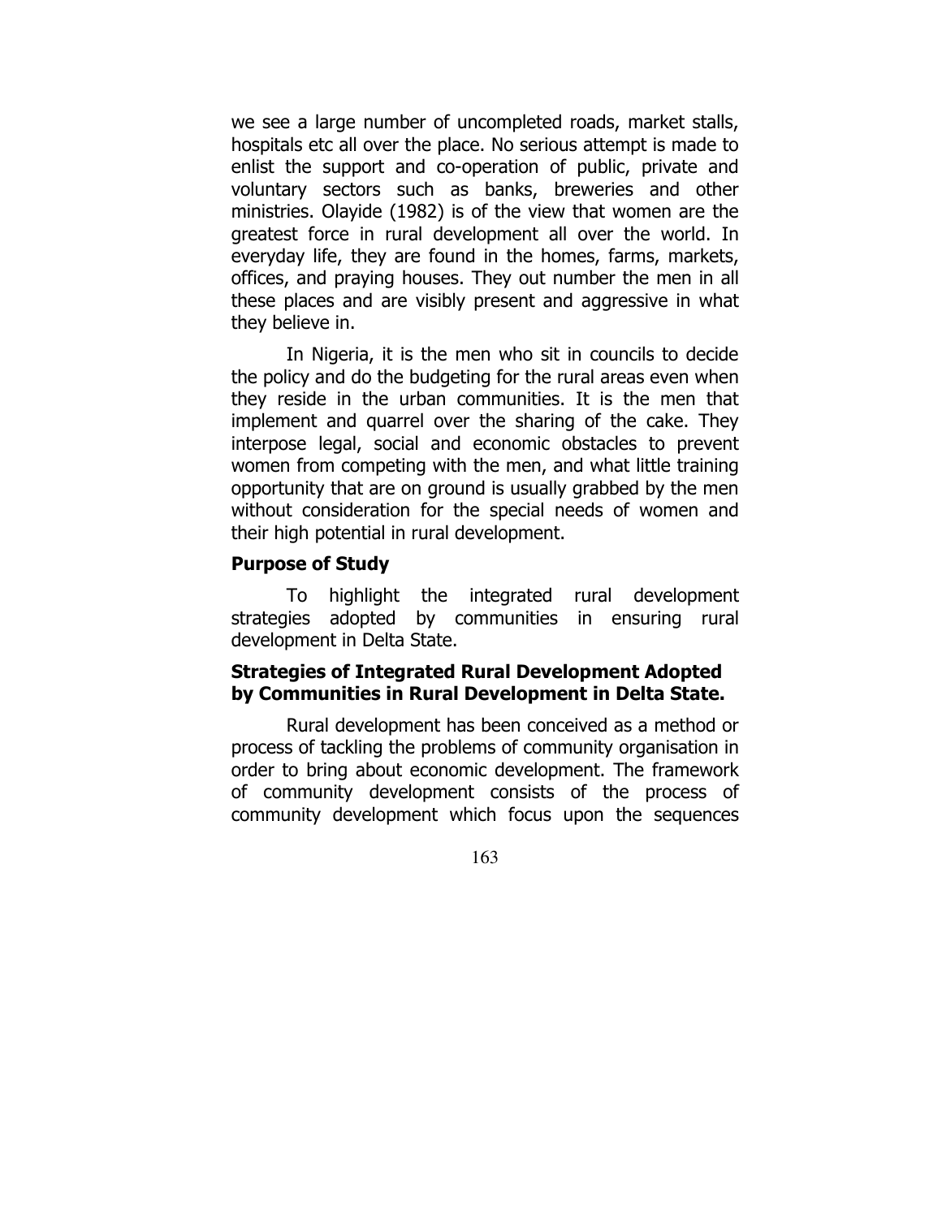we see a large number of uncompleted roads, market stalls, hospitals etc all over the place. No serious attempt is made to enlist the support and co-operation of public, private and voluntary sectors such as banks, breweries and other ministries. Olayide (1982) is of the view that women are the greatest force in rural development all over the world. In everyday life, they are found in the homes, farms, markets, offices, and praying houses. They out number the men in all these places and are visibly present and aggressive in what they believe in.

In Nigeria, it is the men who sit in councils to decide the policy and do the budgeting for the rural areas even when they reside in the urban communities. It is the men that implement and quarrel over the sharing of the cake. They interpose legal, social and economic obstacles to prevent women from competing with the men, and what little training opportunity that are on ground is usually grabbed by the men without consideration for the special needs of women and their high potential in rural development.

## Purpose of Study

To highlight the integrated rural development strategies adopted by communities in ensuring rural development in Delta State.

## Strategies of Integrated Rural Development Adopted by Communities in Rural Development in Delta State.

Rural development has been conceived as a method or process of tackling the problems of community organisation in order to bring about economic development. The framework of community development consists of the process of community development which focus upon the sequences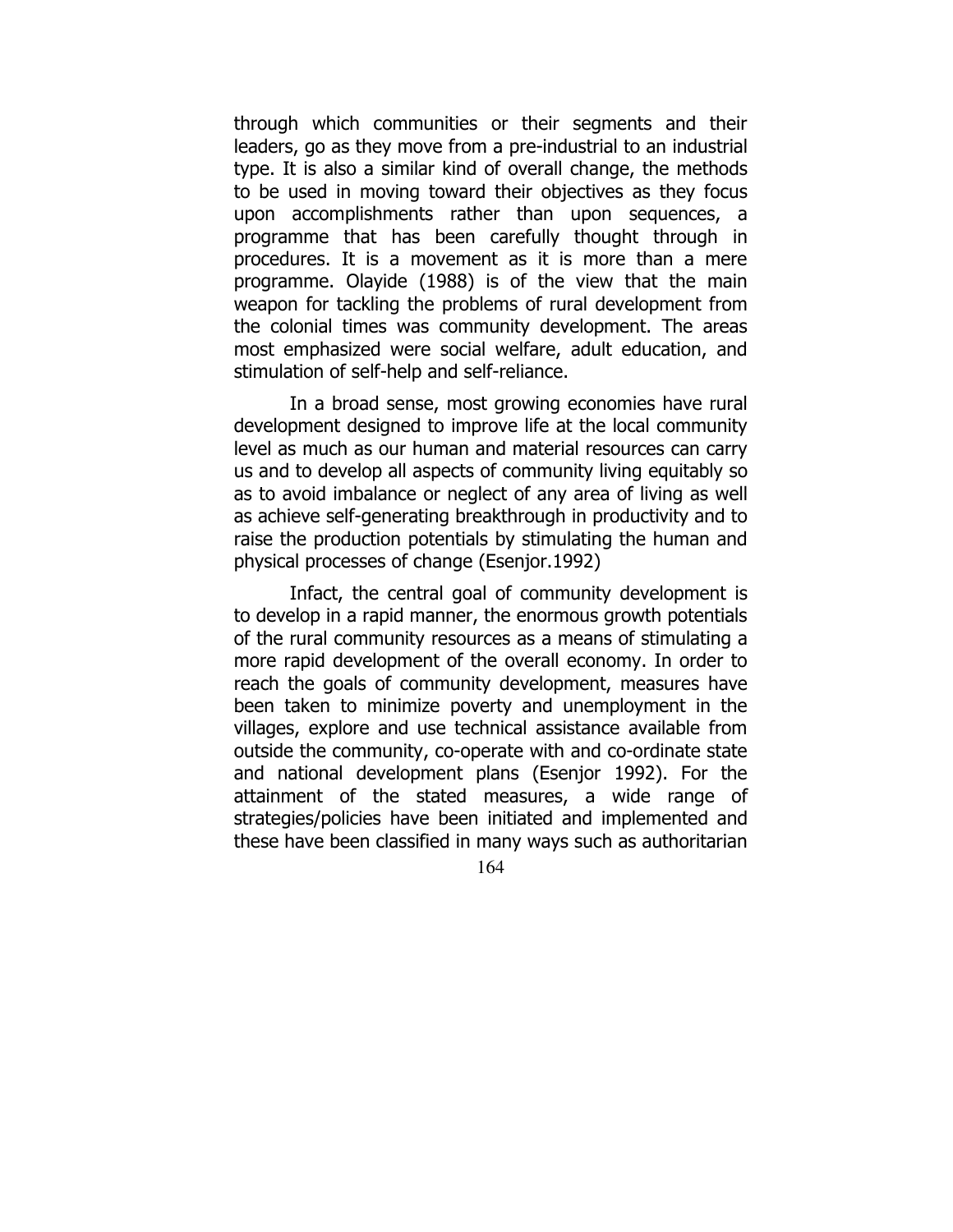through which communities or their segments and their leaders, go as they move from a pre-industrial to an industrial type. It is also a similar kind of overall change, the methods to be used in moving toward their objectives as they focus upon accomplishments rather than upon sequences, a programme that has been carefully thought through in procedures. It is a movement as it is more than a mere programme. Olayide (1988) is of the view that the main weapon for tackling the problems of rural development from the colonial times was community development. The areas most emphasized were social welfare, adult education, and stimulation of self-help and self-reliance.

In a broad sense, most growing economies have rural development designed to improve life at the local community level as much as our human and material resources can carry us and to develop all aspects of community living equitably so as to avoid imbalance or neglect of any area of living as well as achieve self-generating breakthrough in productivity and to raise the production potentials by stimulating the human and physical processes of change (Esenjor.1992)

Infact, the central goal of community development is to develop in a rapid manner, the enormous growth potentials of the rural community resources as a means of stimulating a more rapid development of the overall economy. In order to reach the goals of community development, measures have been taken to minimize poverty and unemployment in the villages, explore and use technical assistance available from outside the community, co-operate with and co-ordinate state and national development plans (Esenjor 1992). For the attainment of the stated measures, a wide range of strategies/policies have been initiated and implemented and these have been classified in many ways such as authoritarian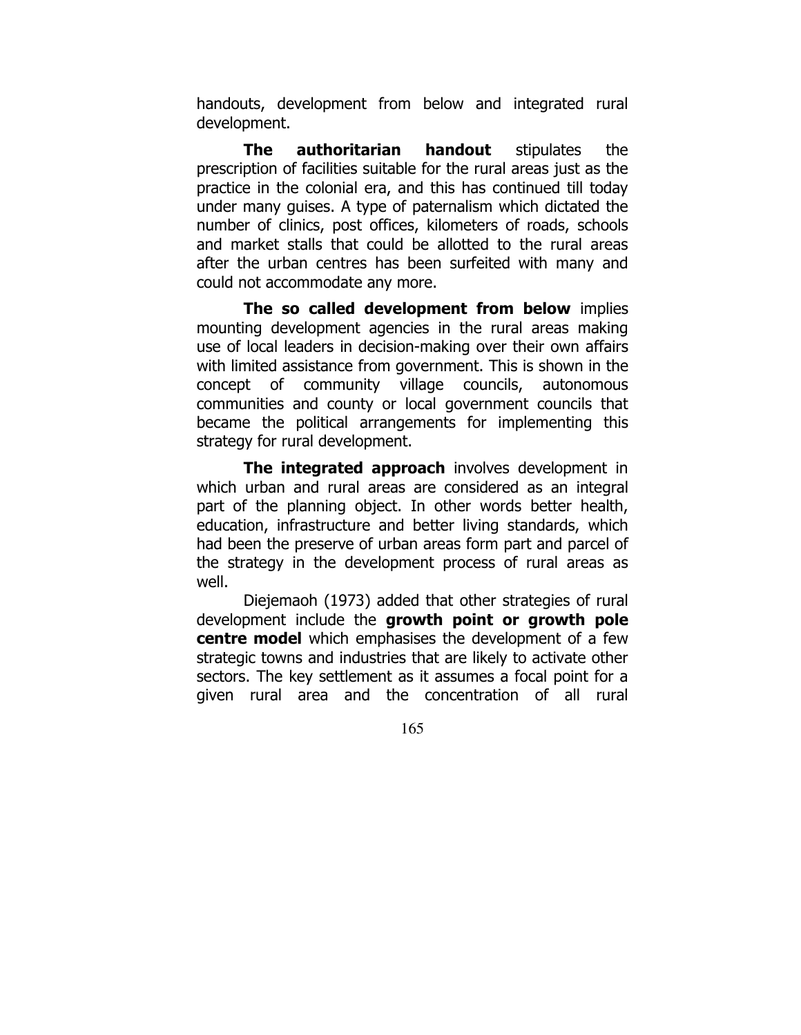handouts, development from below and integrated rural development.

**The authoritarian handout** stipulates the prescription of facilities suitable for the rural areas just as the practice in the colonial era, and this has continued till today under many guises. A type of paternalism which dictated the number of clinics, post offices, kilometers of roads, schools and market stalls that could be allotted to the rural areas after the urban centres has been surfeited with many and could not accommodate any more.

**The so called development from below** implies mounting development agencies in the rural areas making use of local leaders in decision-making over their own affairs with limited assistance from government. This is shown in the concept of community village councils, autonomous communities and county or local government councils that became the political arrangements for implementing this strategy for rural development.

**The integrated approach** involves development in which urban and rural areas are considered as an integral part of the planning object. In other words better health, education, infrastructure and better living standards, which had been the preserve of urban areas form part and parcel of the strategy in the development process of rural areas as well.

Diejemaoh (1973) added that other strategies of rural development include the **growth point or growth pole centre model** which emphasises the development of a few strategic towns and industries that are likely to activate other sectors. The key settlement as it assumes a focal point for a given rural area and the concentration of all rural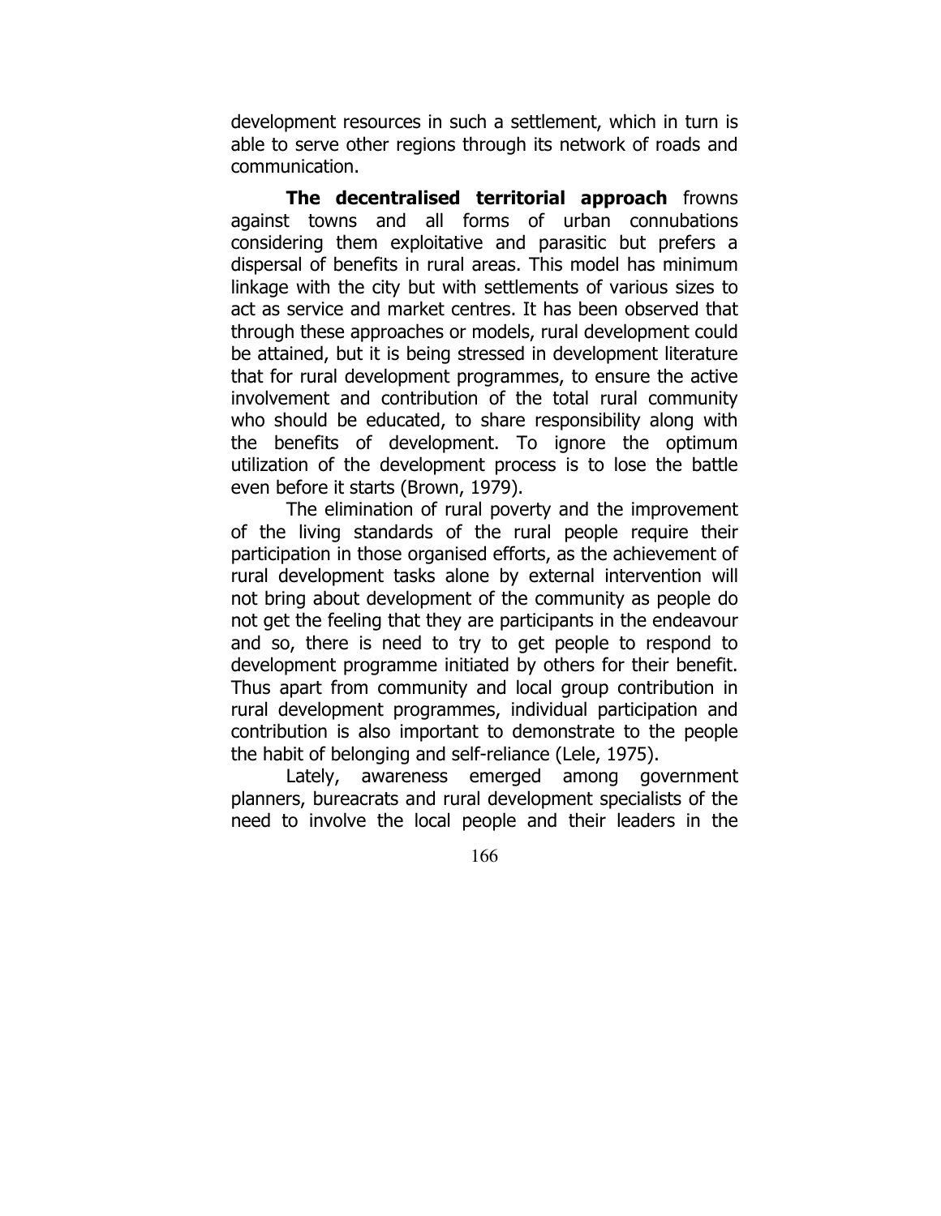development resources in such a settlement, which in turn is able to serve other regions through its network of roads and communication.

**The decentralised territorial approach** frowns against towns and all forms of urban connubations considering them exploitative and parasitic but prefers a dispersal of benefits in rural areas. This model has minimum linkage with the city but with settlements of various sizes to act as service and market centres. It has been observed that through these approaches or models, rural development could be attained, but it is being stressed in development literature that for rural development programmes, to ensure the active involvement and contribution of the total rural community who should be educated, to share responsibility along with the benefits of development. To ignore the optimum utilization of the development process is to lose the battle even before it starts (Brown, 1979).

The elimination of rural poverty and the improvement of the living standards of the rural people require their participation in those organised efforts, as the achievement of rural development tasks alone by external intervention will not bring about development of the community as people do not get the feeling that they are participants in the endeavour and so, there is need to try to get people to respond to development programme initiated by others for their benefit. Thus apart from community and local group contribution in rural development programmes, individual participation and contribution is also important to demonstrate to the people the habit of belonging and self-reliance (Lele, 1975).

Lately, awareness emerged among government planners, bureacrats and rural development specialists of the need to involve the local people and their leaders in the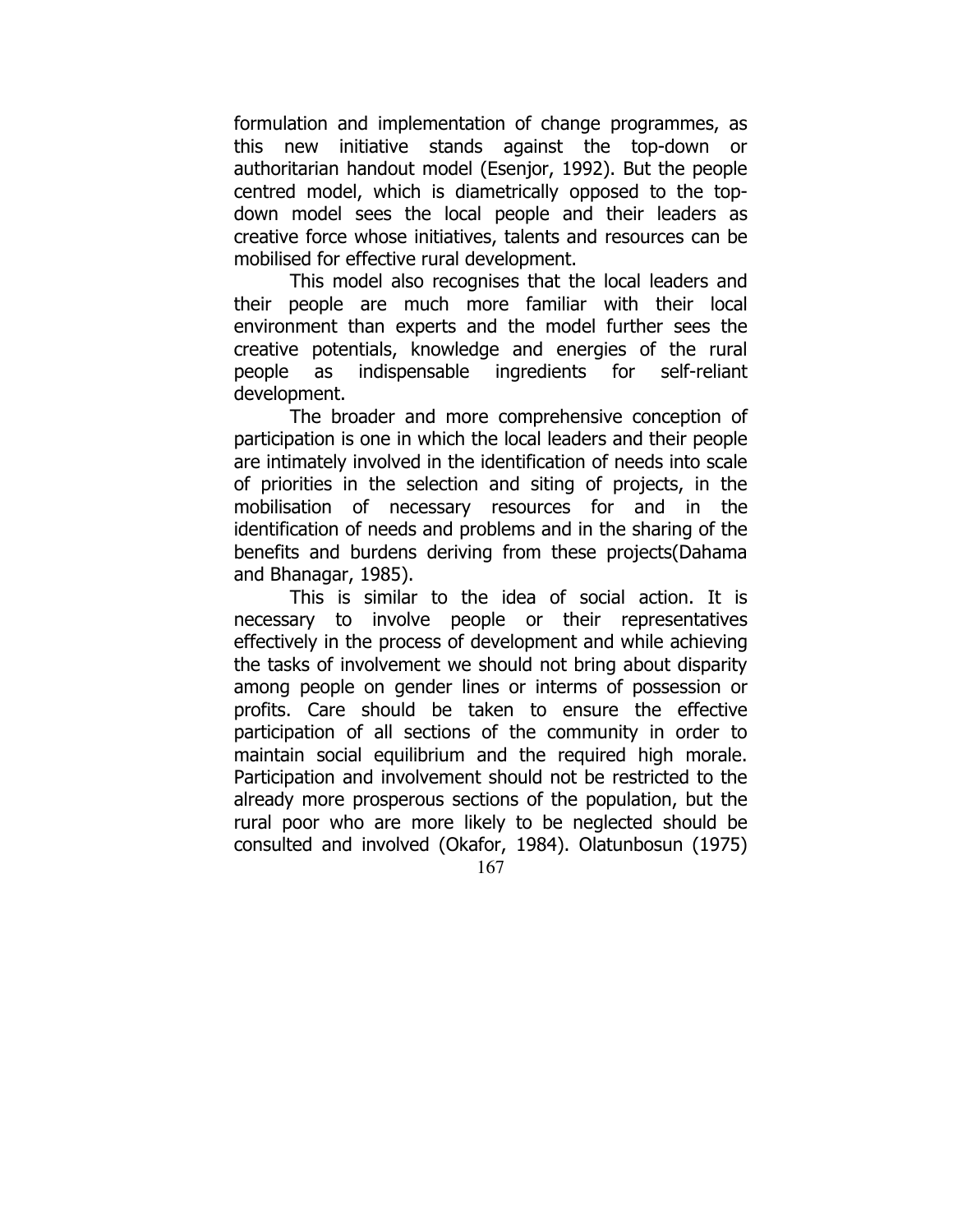formulation and implementation of change programmes, as this new initiative stands against the top-down or authoritarian handout model (Esenjor, 1992). But the people centred model, which is diametrically opposed to the top-down model sees the local people and their leaders as creative force whose initiatives, talents and resources can be mobilised for effective rural development.

This model also recognises that the local leaders and their people are much more familiar with their local environment than experts and the model further sees the creative potentials, knowledge and energies of the rural people as indispensable ingredients for self-reliant development.

The broader and more comprehensive conception of participation is one in which the local leaders and their people are intimately involved in the identification of needs into scale of priorities in the selection and siting of projects, in the mobilisation of necessary resources for and in the identification of needs and problems and in the sharing of the benefits and burdens deriving from these projects(Dahama and Bhanagar, 1985).

This is similar to the idea of social action. It is necessary to involve people or their representatives effectively in the process of development and while achieving the tasks of involvement we should not bring about disparity among people on gender lines or interms of possession or profits. Care should be taken to ensure the effective participation of all sections of the community in order to maintain social equilibrium and the required high morale. Participation and involvement should not be restricted to the already more prosperous sections of the population, but the rural poor who are more likely to be neglected should be consulted and involved (Okafor, 1984). Olatunbosun (1975)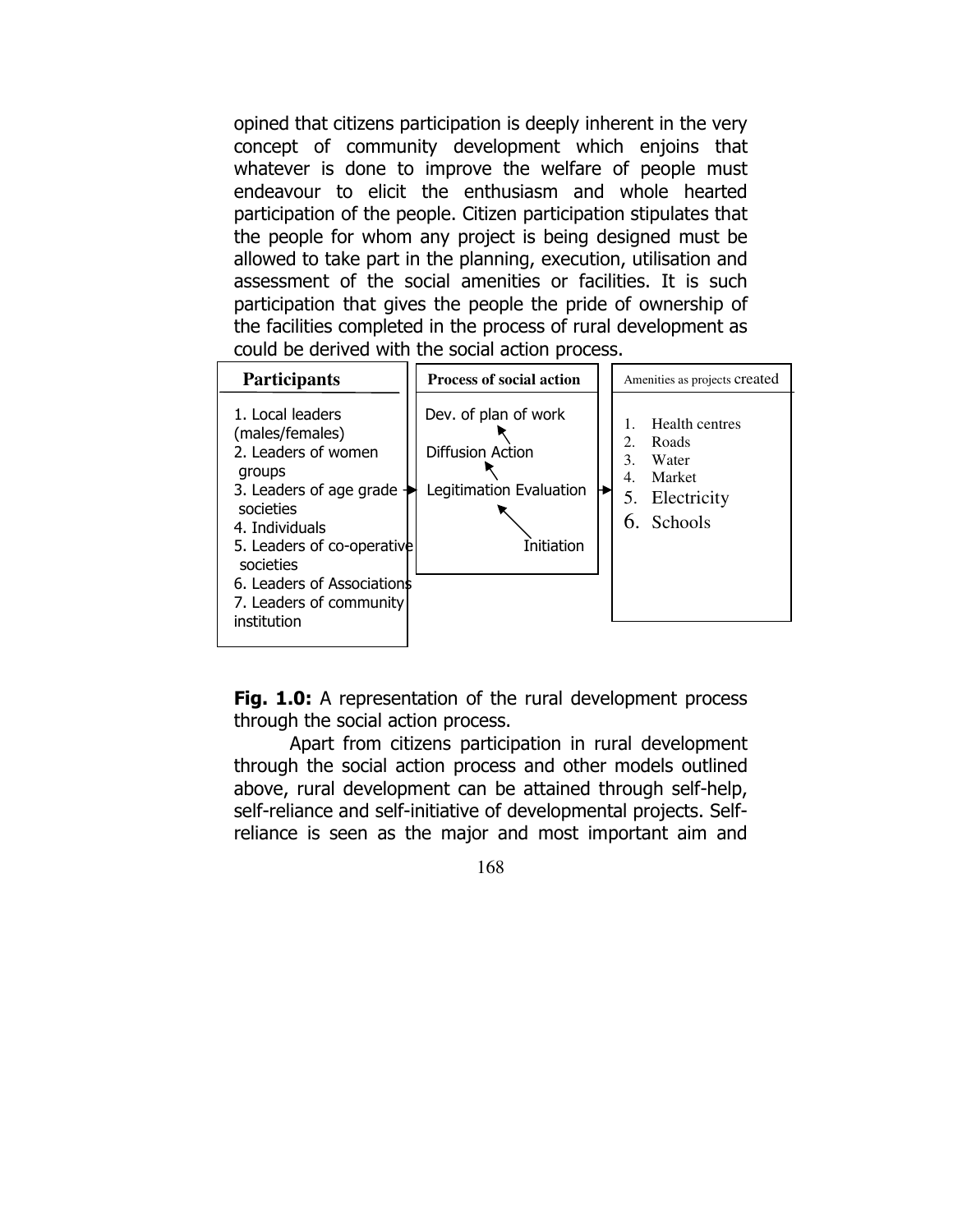opined that citizens participation is deeply inherent in the very concept of community development which enjoins that whatever is done to improve the welfare of people must endeavour to elicit the enthusiasm and whole hearted participation of the people. Citizen participation stipulates that the people for whom any project is being designed must be allowed to take part in the planning, execution, utilisation and assessment of the social amenities or facilities. It is such participation that gives the people the pride of ownership of the facilities completed in the process of rural development as could be derived with the social action process.

| Participants | Process of social action | Amenities as projects created |
|---|---|---|
| 1. Local leaders (males/females)<br>2. Leaders of women groups<br>3. Leaders of age grade societies<br>4. Individuals<br>5. Leaders of co-operative societies<br>6. Leaders of Associations<br>7. Leaders of community institution | Dev. of plan of work<br>↑<br>Diffusion Action<br>↑<br>Legitimation Evaluation<br>↑<br>Initiation | 1. Health centres<br>2. Roads<br>3. Water<br>4. Market<br>5. Electricity<br>6. Schools |

**Fig. 1.0:** A representation of the rural development process through the social action process.

Apart from citizens participation in rural development through the social action process and other models outlined above, rural development can be attained through self-help, self-reliance and self-initiative of developmental projects. Self-reliance is seen as the major and most important aim and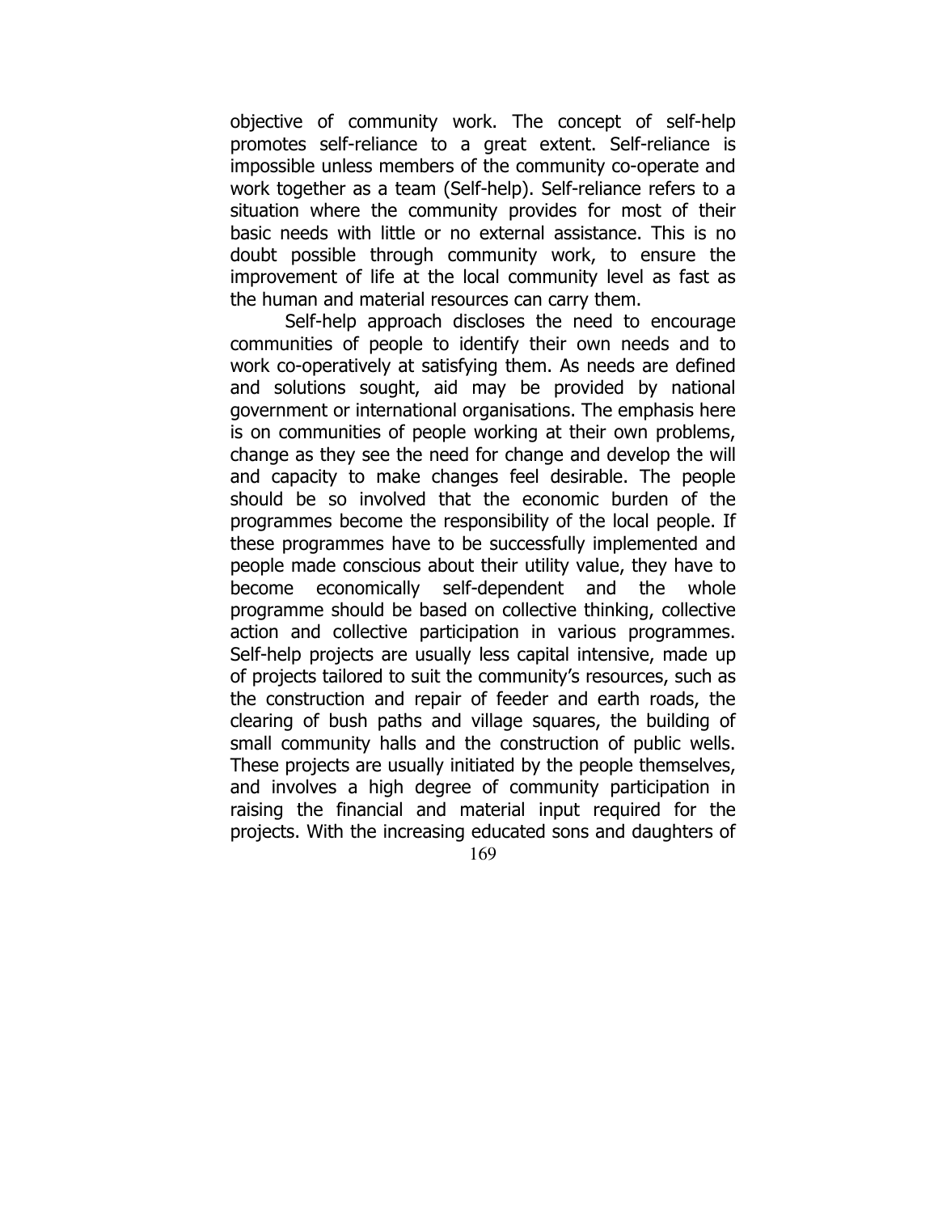objective of community work. The concept of self-help promotes self-reliance to a great extent. Self-reliance is impossible unless members of the community co-operate and work together as a team (Self-help). Self-reliance refers to a situation where the community provides for most of their basic needs with little or no external assistance. This is no doubt possible through community work, to ensure the improvement of life at the local community level as fast as the human and material resources can carry them.

Self-help approach discloses the need to encourage communities of people to identify their own needs and to work co-operatively at satisfying them. As needs are defined and solutions sought, aid may be provided by national government or international organisations. The emphasis here is on communities of people working at their own problems, change as they see the need for change and develop the will and capacity to make changes feel desirable. The people should be so involved that the economic burden of the programmes become the responsibility of the local people. If these programmes have to be successfully implemented and people made conscious about their utility value, they have to become economically self-dependent and the whole programme should be based on collective thinking, collective action and collective participation in various programmes. Self-help projects are usually less capital intensive, made up of projects tailored to suit the community's resources, such as the construction and repair of feeder and earth roads, the clearing of bush paths and village squares, the building of small community halls and the construction of public wells. These projects are usually initiated by the people themselves, and involves a high degree of community participation in raising the financial and material input required for the projects. With the increasing educated sons and daughters of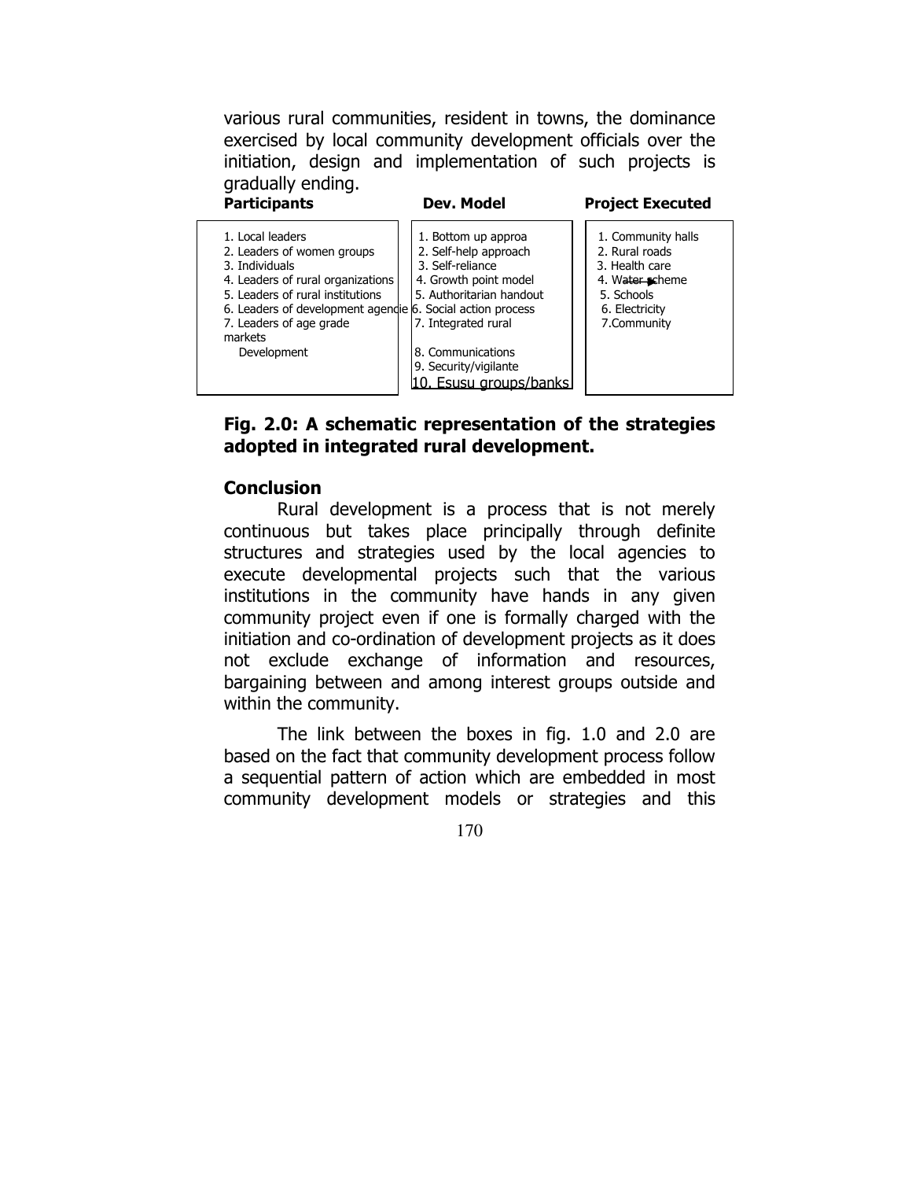various rural communities, resident in towns, the dominance exercised by local community development officials over the initiation, design and implementation of such projects is gradually ending.

| Participants | Dev. Model | Project Executed |
|---|---|---|
| 1. Local leaders<br>2. Leaders of women groups<br>3. Individuals<br>4. Leaders of rural organizations<br>5. Leaders of rural institutions<br>6. Leaders of development agencie<br>7. Leaders of age grade markets<br>Development | 1. Bottom up approa<br>2. Self-help approach<br>3. Self-reliance<br>4. Growth point model<br>5. Authoritarian handout<br>6. Social action process<br>7. Integrated rural<br>8. Communications<br>9. Security/vigilante<br>10. Esusu groups/banks | 1. Community halls<br>2. Rural roads<br>3. Health care<br>4. Water scheme<br>5. Schools<br>6. Electricity<br>7.Community |

**Fig. 2.0: A schematic representation of the strategies adopted in integrated rural development.**

## Conclusion

Rural development is a process that is not merely continuous but takes place principally through definite structures and strategies used by the local agencies to execute developmental projects such that the various institutions in the community have hands in any given community project even if one is formally charged with the initiation and co-ordination of development projects as it does not exclude exchange of information and resources, bargaining between and among interest groups outside and within the community.

The link between the boxes in fig. 1.0 and 2.0 are based on the fact that community development process follow a sequential pattern of action which are embedded in most community development models or strategies and this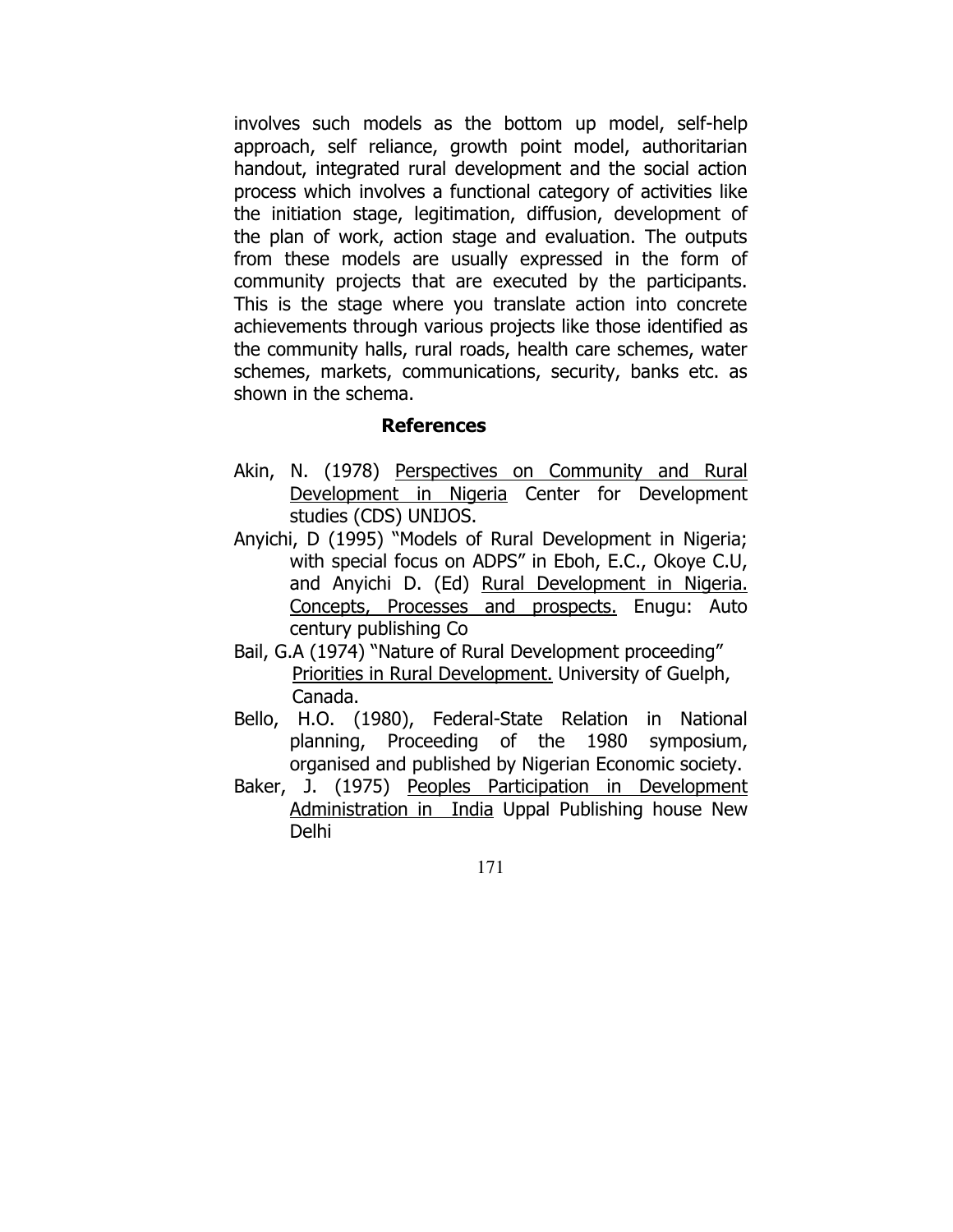involves such models as the bottom up model, self-help approach, self reliance, growth point model, authoritarian handout, integrated rural development and the social action process which involves a functional category of activities like the initiation stage, legitimation, diffusion, development of the plan of work, action stage and evaluation. The outputs from these models are usually expressed in the form of community projects that are executed by the participants. This is the stage where you translate action into concrete achievements through various projects like those identified as the community halls, rural roads, health care schemes, water schemes, markets, communications, security, banks etc. as shown in the schema.

## References

Akin, N. (1978) Perspectives on Community and Rural Development in Nigeria Center for Development studies (CDS) UNIJOS.

Anyichi, D (1995) "Models of Rural Development in Nigeria; with special focus on ADPS" in Eboh, E.C., Okoye C.U, and Anyichi D. (Ed) Rural Development in Nigeria. Concepts, Processes and prospects. Enugu: Auto century publishing Co

Bail, G.A (1974) "Nature of Rural Development proceeding" Priorities in Rural Development. University of Guelph, Canada.

Bello, H.O. (1980), Federal-State Relation in National planning, Proceeding of the 1980 symposium, organised and published by Nigerian Economic society.

Baker, J. (1975) Peoples Participation in Development Administration in India Uppal Publishing house New Delhi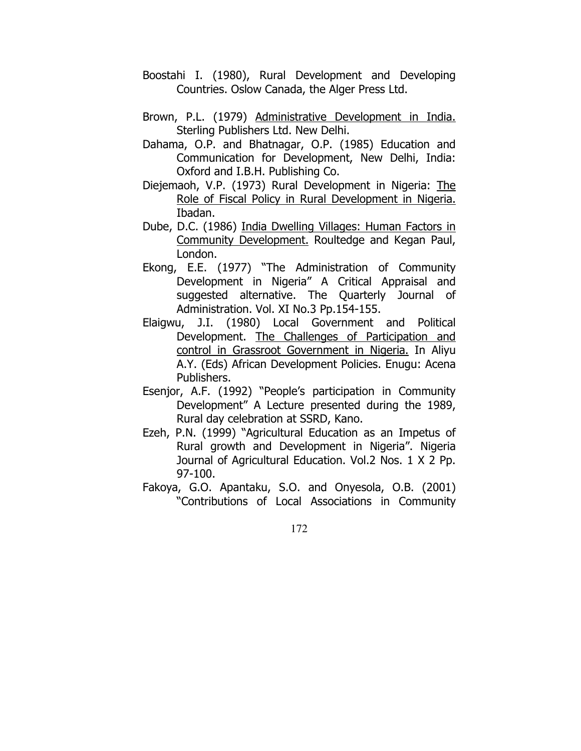Boostahi I. (1980), Rural Development and Developing Countries. Oslow Canada, the Alger Press Ltd.

Brown, P.L. (1979) Administrative Development in India. Sterling Publishers Ltd. New Delhi.

Dahama, O.P. and Bhatnagar, O.P. (1985) Education and Communication for Development, New Delhi, India: Oxford and I.B.H. Publishing Co.

Diejemaoh, V.P. (1973) Rural Development in Nigeria: The Role of Fiscal Policy in Rural Development in Nigeria. Ibadan.

Dube, D.C. (1986) India Dwelling Villages: Human Factors in Community Development. Roultedge and Kegan Paul, London.

Ekong, E.E. (1977) "The Administration of Community Development in Nigeria" A Critical Appraisal and suggested alternative. The Quarterly Journal of Administration. Vol. XI No.3 Pp.154-155.

Elaigwu, J.I. (1980) Local Government and Political Development. The Challenges of Participation and control in Grassroot Government in Nigeria. In Aliyu A.Y. (Eds) African Development Policies. Enugu: Acena Publishers.

Esenjor, A.F. (1992) "People's participation in Community Development" A Lecture presented during the 1989, Rural day celebration at SSRD, Kano.

Ezeh, P.N. (1999) "Agricultural Education as an Impetus of Rural growth and Development in Nigeria". Nigeria Journal of Agricultural Education. Vol.2 Nos. 1 X 2 Pp. 97-100.

Fakoya, G.O. Apantaku, S.O. and Onyesola, O.B. (2001) "Contributions of Local Associations in Community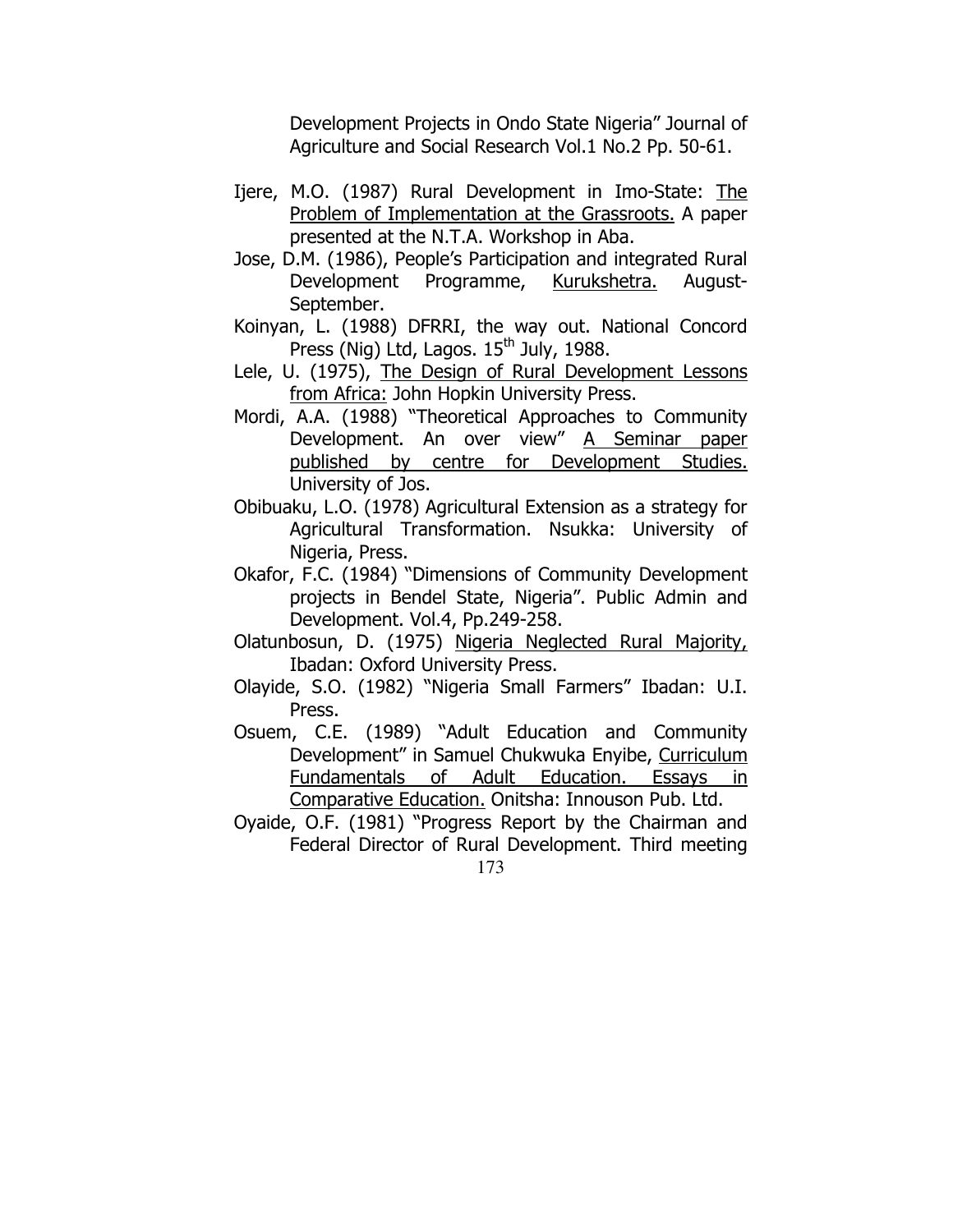Development Projects in Ondo State Nigeria" Journal of Agriculture and Social Research Vol.1 No.2 Pp. 50-61.

Ijere, M.O. (1987) Rural Development in Imo-State: The Problem of Implementation at the Grassroots. A paper presented at the N.T.A. Workshop in Aba.

Jose, D.M. (1986), People's Participation and integrated Rural Development Programme, Kurukshetra. August-September.

Koinyan, L. (1988) DFRRI, the way out. National Concord Press (Nig) Ltd, Lagos. 15th July, 1988.

Lele, U. (1975), The Design of Rural Development Lessons from Africa: John Hopkin University Press.

Mordi, A.A. (1988) "Theoretical Approaches to Community Development. An over view" A Seminar paper published by centre for Development Studies. University of Jos.

Obibuaku, L.O. (1978) Agricultural Extension as a strategy for Agricultural Transformation. Nsukka: University of Nigeria, Press.

Okafor, F.C. (1984) "Dimensions of Community Development projects in Bendel State, Nigeria". Public Admin and Development. Vol.4, Pp.249-258.

Olatunbosun, D. (1975) Nigeria Neglected Rural Majority, Ibadan: Oxford University Press.

Olayide, S.O. (1982) "Nigeria Small Farmers" Ibadan: U.I. Press.

Osuem, C.E. (1989) "Adult Education and Community Development" in Samuel Chukwuka Enyibe, Curriculum Fundamentals of Adult Education. Essays in Comparative Education. Onitsha: Innouson Pub. Ltd.

Oyaide, O.F. (1981) "Progress Report by the Chairman and Federal Director of Rural Development. Third meeting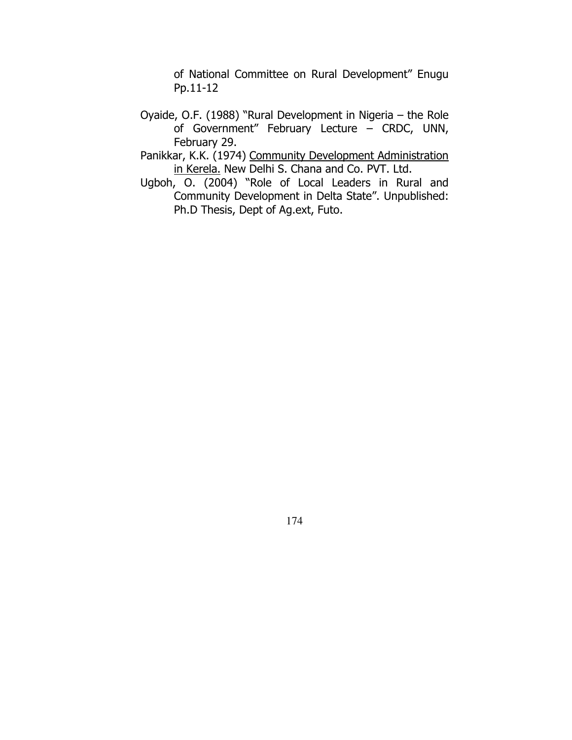of National Committee on Rural Development" Enugu Pp.11-12

Oyaide, O.F. (1988) "Rural Development in Nigeria – the Role of Government" February Lecture – CRDC, UNN, February 29.

Panikkar, K.K. (1974) <u>Community Development Administration in Kerela.</u> New Delhi S. Chana and Co. PVT. Ltd.

Ugboh, O. (2004) "Role of Local Leaders in Rural and Community Development in Delta State". Unpublished: Ph.D Thesis, Dept of Ag.ext, Futo.